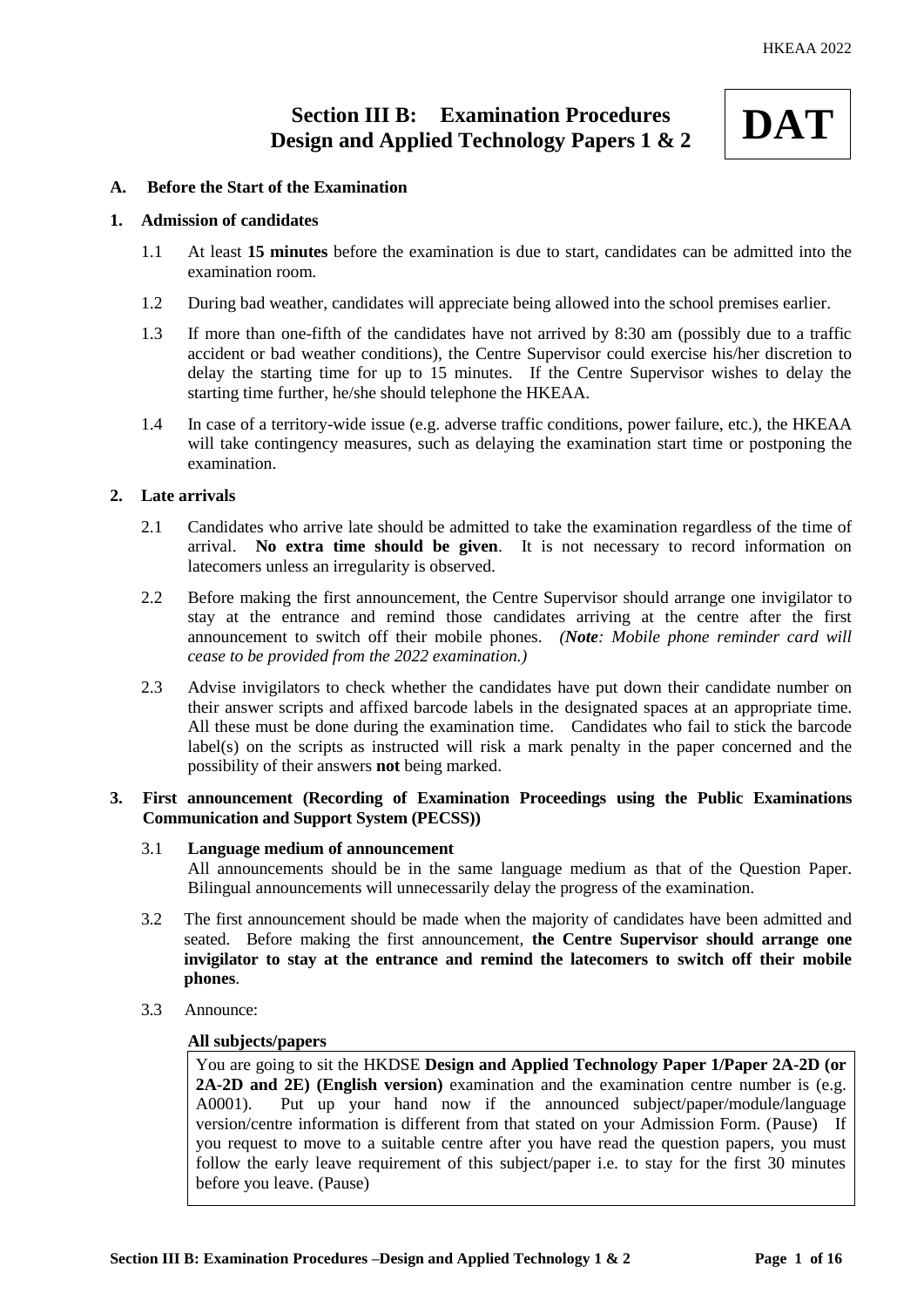# Section III B: Examination Procedures
# Design and Applied Technology Papers 1 & 2

**DAT**

## A. Before the Start of the Examination

### 1. Admission of candidates

1.1 At least **15 minutes** before the examination is due to start, candidates can be admitted into the examination room.

1.2 During bad weather, candidates will appreciate being allowed into the school premises earlier.

1.3 If more than one-fifth of the candidates have not arrived by 8:30 am (possibly due to a traffic accident or bad weather conditions), the Centre Supervisor could exercise his/her discretion to delay the starting time for up to 15 minutes. If the Centre Supervisor wishes to delay the starting time further, he/she should telephone the HKEAA.

1.4 In case of a territory-wide issue (e.g. adverse traffic conditions, power failure, etc.), the HKEAA will take contingency measures, such as delaying the examination start time or postponing the examination.

### 2. Late arrivals

2.1 Candidates who arrive late should be admitted to take the examination regardless of the time of arrival. **No extra time should be given**. It is not necessary to record information on latecomers unless an irregularity is observed.

2.2 Before making the first announcement, the Centre Supervisor should arrange one invigilator to stay at the entrance and remind those candidates arriving at the centre after the first announcement to switch off their mobile phones. *(**Note**: Mobile phone reminder card will cease to be provided from the 2022 examination.)*

2.3 Advise invigilators to check whether the candidates have put down their candidate number on their answer scripts and affixed barcode labels in the designated spaces at an appropriate time. All these must be done during the examination time. Candidates who fail to stick the barcode label(s) on the scripts as instructed will risk a mark penalty in the paper concerned and the possibility of their answers **not** being marked.

### 3. First announcement (Recording of Examination Proceedings using the Public Examinations Communication and Support System (PECSS))

3.1 **Language medium of announcement**
All announcements should be in the same language medium as that of the Question Paper. Bilingual announcements will unnecessarily delay the progress of the examination.

3.2 The first announcement should be made when the majority of candidates have been admitted and seated. Before making the first announcement, **the Centre Supervisor should arrange one invigilator to stay at the entrance and remind the latecomers to switch off their mobile phones**.

3.3 Announce:

**All subjects/papers**

> You are going to sit the HKDSE **Design and Applied Technology Paper 1/Paper 2A-2D (or 2A-2D and 2E) (English version)** examination and the examination centre number is (e.g. A0001). Put up your hand now if the announced subject/paper/module/language version/centre information is different from that stated on your Admission Form. (Pause) If you request to move to a suitable centre after you have read the question papers, you must follow the early leave requirement of this subject/paper i.e. to stay for the first 30 minutes before you leave. (Pause)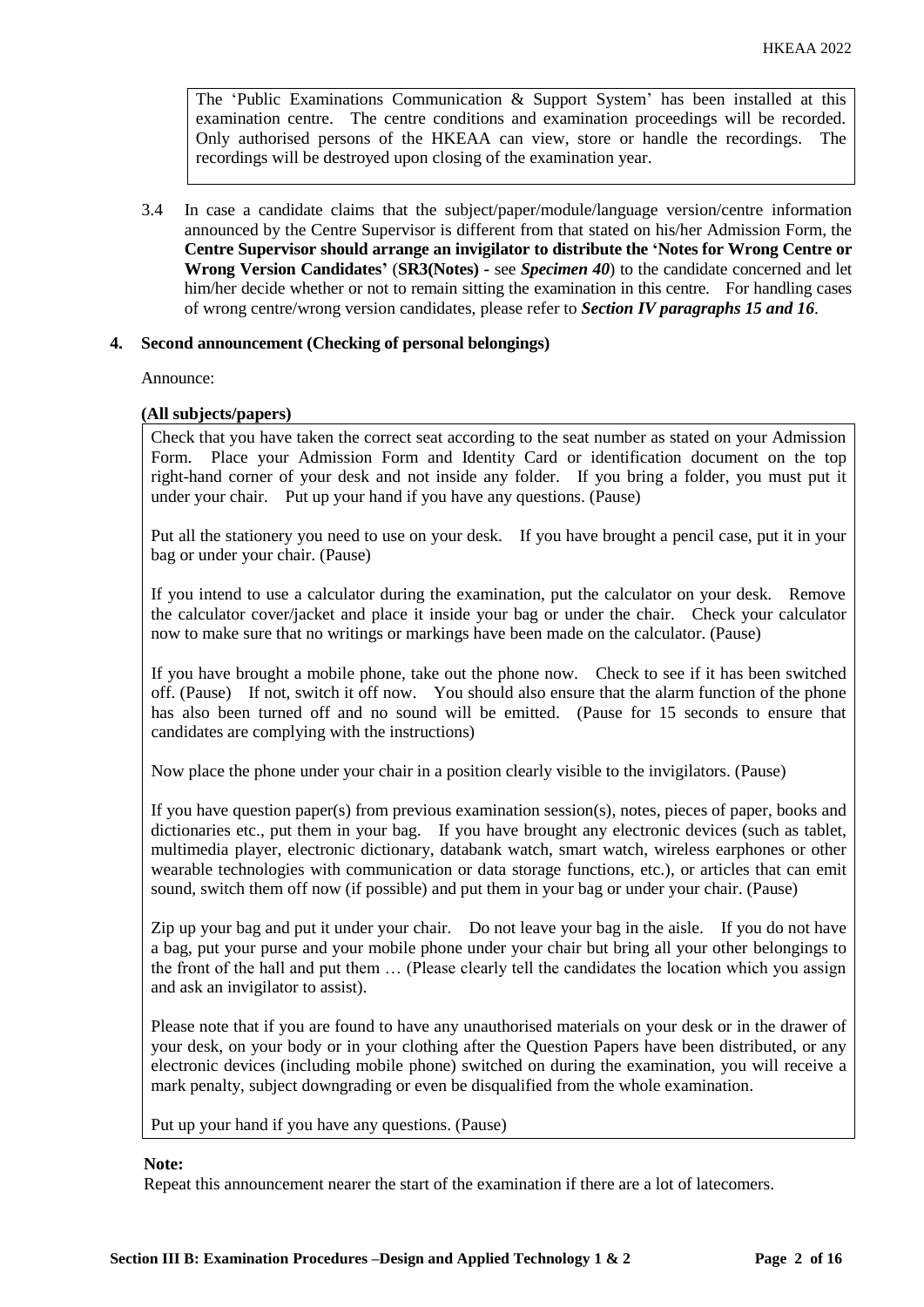The 'Public Examinations Communication & Support System' has been installed at this examination centre. The centre conditions and examination proceedings will be recorded. Only authorised persons of the HKEAA can view, store or handle the recordings. The recordings will be destroyed upon closing of the examination year.

3.4 In case a candidate claims that the subject/paper/module/language version/centre information announced by the Centre Supervisor is different from that stated on his/her Admission Form, the **Centre Supervisor should arrange an invigilator to distribute the 'Notes for Wrong Centre or Wrong Version Candidates'** (**SR3(Notes) -** see ***Specimen 40***) to the candidate concerned and let him/her decide whether or not to remain sitting the examination in this centre. For handling cases of wrong centre/wrong version candidates, please refer to ***Section IV paragraphs 15 and 16***.

## 4. Second announcement (Checking of personal belongings)

Announce:

**(All subjects/papers)**

Check that you have taken the correct seat according to the seat number as stated on your Admission Form. Place your Admission Form and Identity Card or identification document on the top right-hand corner of your desk and not inside any folder. If you bring a folder, you must put it under your chair. Put up your hand if you have any questions. (Pause)

Put all the stationery you need to use on your desk. If you have brought a pencil case, put it in your bag or under your chair. (Pause)

If you intend to use a calculator during the examination, put the calculator on your desk. Remove the calculator cover/jacket and place it inside your bag or under the chair. Check your calculator now to make sure that no writings or markings have been made on the calculator. (Pause)

If you have brought a mobile phone, take out the phone now. Check to see if it has been switched off. (Pause) If not, switch it off now. You should also ensure that the alarm function of the phone has also been turned off and no sound will be emitted. (Pause for 15 seconds to ensure that candidates are complying with the instructions)

Now place the phone under your chair in a position clearly visible to the invigilators. (Pause)

If you have question paper(s) from previous examination session(s), notes, pieces of paper, books and dictionaries etc., put them in your bag. If you have brought any electronic devices (such as tablet, multimedia player, electronic dictionary, databank watch, smart watch, wireless earphones or other wearable technologies with communication or data storage functions, etc.), or articles that can emit sound, switch them off now (if possible) and put them in your bag or under your chair. (Pause)

Zip up your bag and put it under your chair. Do not leave your bag in the aisle. If you do not have a bag, put your purse and your mobile phone under your chair but bring all your other belongings to the front of the hall and put them … (Please clearly tell the candidates the location which you assign and ask an invigilator to assist).

Please note that if you are found to have any unauthorised materials on your desk or in the drawer of your desk, on your body or in your clothing after the Question Papers have been distributed, or any electronic devices (including mobile phone) switched on during the examination, you will receive a mark penalty, subject downgrading or even be disqualified from the whole examination.

Put up your hand if you have any questions. (Pause)

**Note:**
Repeat this announcement nearer the start of the examination if there are a lot of latecomers.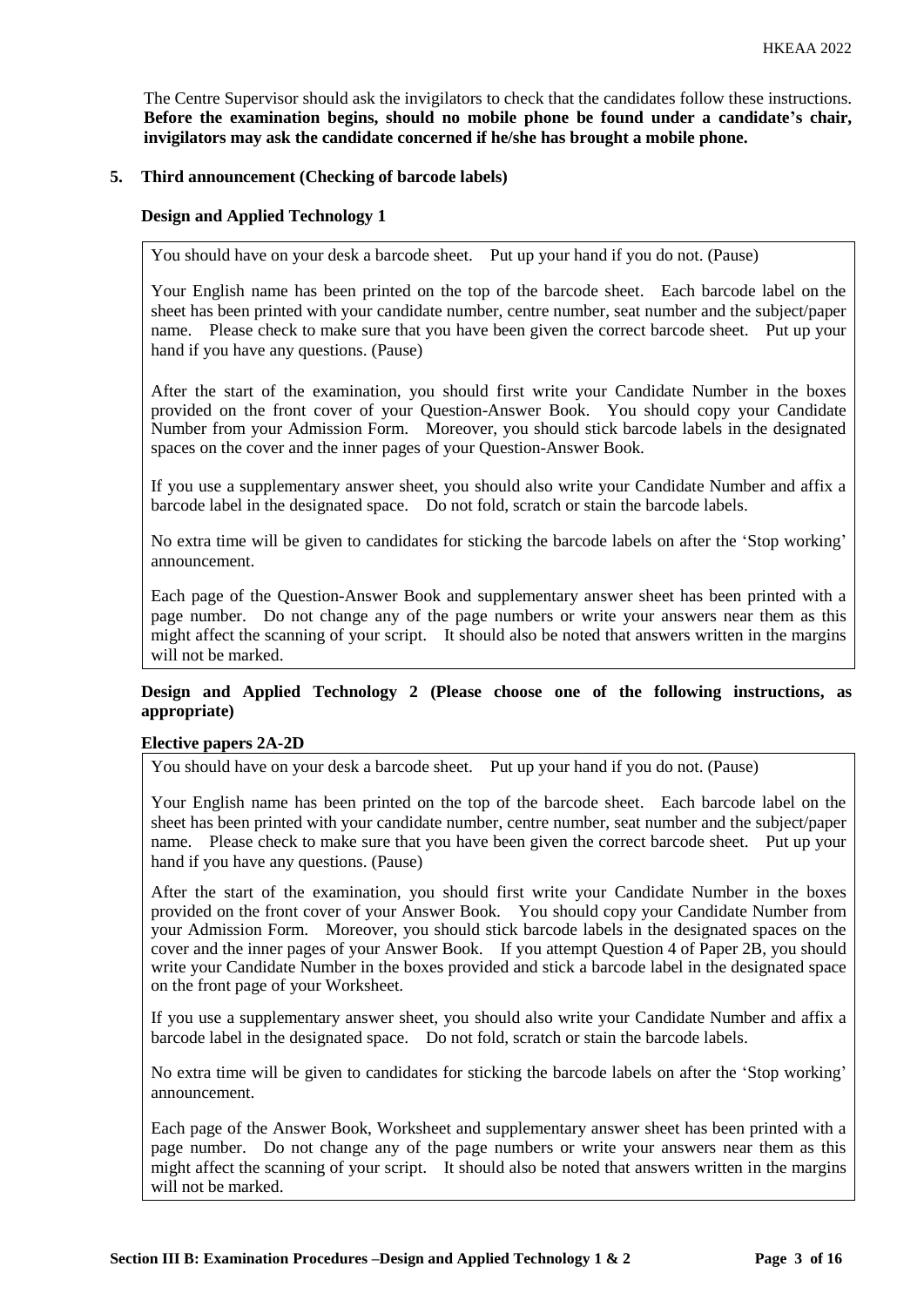The Centre Supervisor should ask the invigilators to check that the candidates follow these instructions. **Before the examination begins, should no mobile phone be found under a candidate's chair, invigilators may ask the candidate concerned if he/she has brought a mobile phone.**

**5. Third announcement (Checking of barcode labels)**

**Design and Applied Technology 1**

> You should have on your desk a barcode sheet. Put up your hand if you do not. (Pause)
>
> Your English name has been printed on the top of the barcode sheet. Each barcode label on the sheet has been printed with your candidate number, centre number, seat number and the subject/paper name. Please check to make sure that you have been given the correct barcode sheet. Put up your hand if you have any questions. (Pause)
>
> After the start of the examination, you should first write your Candidate Number in the boxes provided on the front cover of your Question-Answer Book. You should copy your Candidate Number from your Admission Form. Moreover, you should stick barcode labels in the designated spaces on the cover and the inner pages of your Question-Answer Book.
>
> If you use a supplementary answer sheet, you should also write your Candidate Number and affix a barcode label in the designated space. Do not fold, scratch or stain the barcode labels.
>
> No extra time will be given to candidates for sticking the barcode labels on after the 'Stop working' announcement.
>
> Each page of the Question-Answer Book and supplementary answer sheet has been printed with a page number. Do not change any of the page numbers or write your answers near them as this might affect the scanning of your script. It should also be noted that answers written in the margins will not be marked.

**Design and Applied Technology 2 (Please choose one of the following instructions, as appropriate)**

**Elective papers 2A-2D**

> You should have on your desk a barcode sheet. Put up your hand if you do not. (Pause)
>
> Your English name has been printed on the top of the barcode sheet. Each barcode label on the sheet has been printed with your candidate number, centre number, seat number and the subject/paper name. Please check to make sure that you have been given the correct barcode sheet. Put up your hand if you have any questions. (Pause)
>
> After the start of the examination, you should first write your Candidate Number in the boxes provided on the front cover of your Answer Book. You should copy your Candidate Number from your Admission Form. Moreover, you should stick barcode labels in the designated spaces on the cover and the inner pages of your Answer Book. If you attempt Question 4 of Paper 2B, you should write your Candidate Number in the boxes provided and stick a barcode label in the designated space on the front page of your Worksheet.
>
> If you use a supplementary answer sheet, you should also write your Candidate Number and affix a barcode label in the designated space. Do not fold, scratch or stain the barcode labels.
>
> No extra time will be given to candidates for sticking the barcode labels on after the 'Stop working' announcement.
>
> Each page of the Answer Book, Worksheet and supplementary answer sheet has been printed with a page number. Do not change any of the page numbers or write your answers near them as this might affect the scanning of your script. It should also be noted that answers written in the margins will not be marked.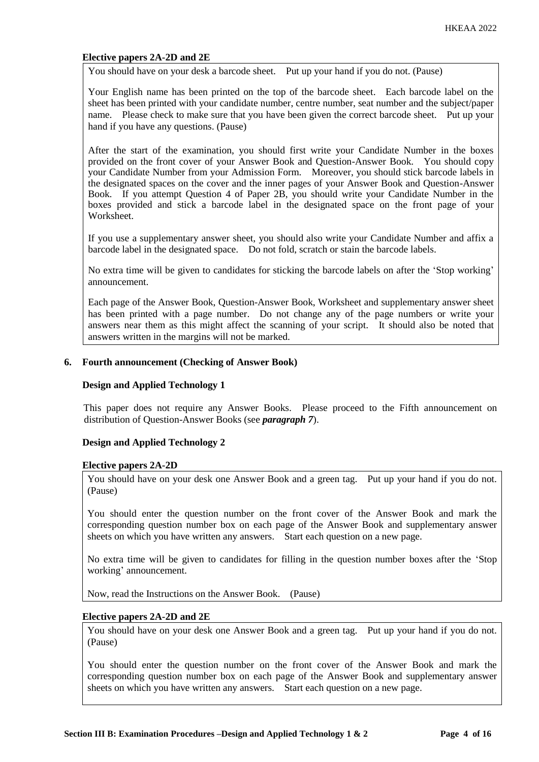**Elective papers 2A-2D and 2E**

You should have on your desk a barcode sheet. Put up your hand if you do not. (Pause)

Your English name has been printed on the top of the barcode sheet. Each barcode label on the sheet has been printed with your candidate number, centre number, seat number and the subject/paper name. Please check to make sure that you have been given the correct barcode sheet. Put up your hand if you have any questions. (Pause)

After the start of the examination, you should first write your Candidate Number in the boxes provided on the front cover of your Answer Book and Question-Answer Book. You should copy your Candidate Number from your Admission Form. Moreover, you should stick barcode labels in the designated spaces on the cover and the inner pages of your Answer Book and Question-Answer Book. If you attempt Question 4 of Paper 2B, you should write your Candidate Number in the boxes provided and stick a barcode label in the designated space on the front page of your Worksheet.

If you use a supplementary answer sheet, you should also write your Candidate Number and affix a barcode label in the designated space. Do not fold, scratch or stain the barcode labels.

No extra time will be given to candidates for sticking the barcode labels on after the 'Stop working' announcement.

Each page of the Answer Book, Question-Answer Book, Worksheet and supplementary answer sheet has been printed with a page number. Do not change any of the page numbers or write your answers near them as this might affect the scanning of your script. It should also be noted that answers written in the margins will not be marked.

**6. Fourth announcement (Checking of Answer Book)**

**Design and Applied Technology 1**

This paper does not require any Answer Books. Please proceed to the Fifth announcement on distribution of Question-Answer Books (see ***paragraph 7***).

**Design and Applied Technology 2**

**Elective papers 2A-2D**

You should have on your desk one Answer Book and a green tag. Put up your hand if you do not. (Pause)

You should enter the question number on the front cover of the Answer Book and mark the corresponding question number box on each page of the Answer Book and supplementary answer sheets on which you have written any answers. Start each question on a new page.

No extra time will be given to candidates for filling in the question number boxes after the 'Stop working' announcement.

Now, read the Instructions on the Answer Book. (Pause)

**Elective papers 2A-2D and 2E**

You should have on your desk one Answer Book and a green tag. Put up your hand if you do not. (Pause)

You should enter the question number on the front cover of the Answer Book and mark the corresponding question number box on each page of the Answer Book and supplementary answer sheets on which you have written any answers. Start each question on a new page.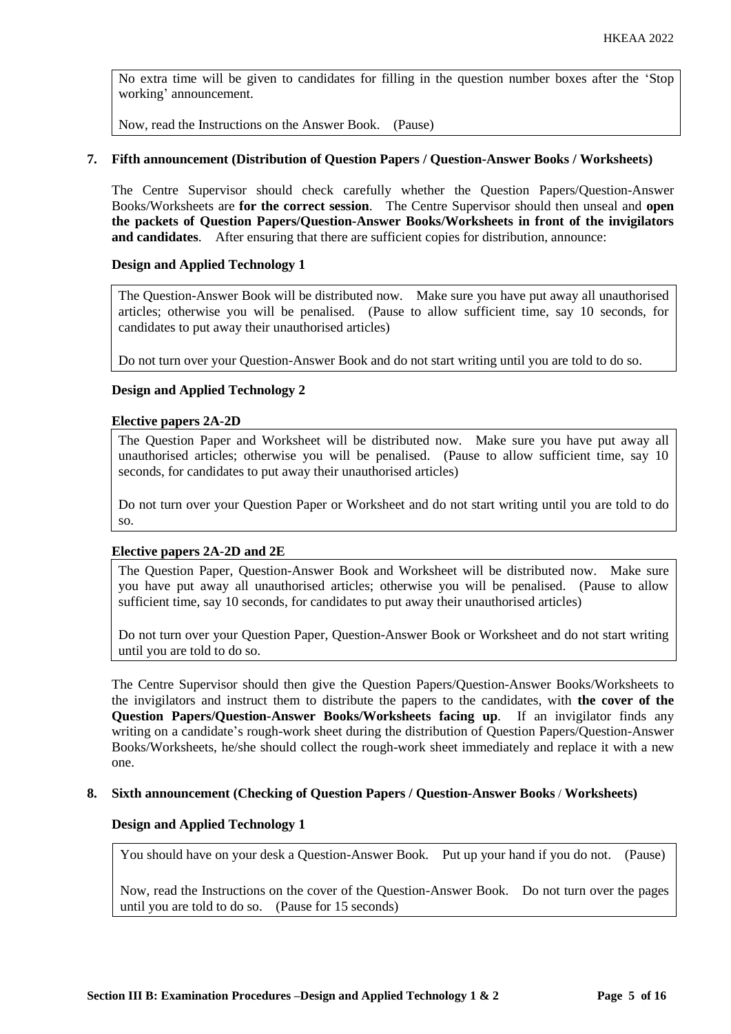No extra time will be given to candidates for filling in the question number boxes after the 'Stop working' announcement.

Now, read the Instructions on the Answer Book. (Pause)

**7. Fifth announcement (Distribution of Question Papers / Question-Answer Books / Worksheets)**

The Centre Supervisor should check carefully whether the Question Papers/Question-Answer Books/Worksheets are **for the correct session**. The Centre Supervisor should then unseal and **open the packets of Question Papers/Question-Answer Books/Worksheets in front of the invigilators and candidates**. After ensuring that there are sufficient copies for distribution, announce:

**Design and Applied Technology 1**

The Question-Answer Book will be distributed now. Make sure you have put away all unauthorised articles; otherwise you will be penalised. (Pause to allow sufficient time, say 10 seconds, for candidates to put away their unauthorised articles)

Do not turn over your Question-Answer Book and do not start writing until you are told to do so.

**Design and Applied Technology 2**

**Elective papers 2A-2D**

The Question Paper and Worksheet will be distributed now. Make sure you have put away all unauthorised articles; otherwise you will be penalised. (Pause to allow sufficient time, say 10 seconds, for candidates to put away their unauthorised articles)

Do not turn over your Question Paper or Worksheet and do not start writing until you are told to do so.

**Elective papers 2A-2D and 2E**

The Question Paper, Question-Answer Book and Worksheet will be distributed now. Make sure you have put away all unauthorised articles; otherwise you will be penalised. (Pause to allow sufficient time, say 10 seconds, for candidates to put away their unauthorised articles)

Do not turn over your Question Paper, Question-Answer Book or Worksheet and do not start writing until you are told to do so.

The Centre Supervisor should then give the Question Papers/Question-Answer Books/Worksheets to the invigilators and instruct them to distribute the papers to the candidates, with **the cover of the Question Papers/Question-Answer Books/Worksheets facing up**. If an invigilator finds any writing on a candidate's rough-work sheet during the distribution of Question Papers/Question-Answer Books/Worksheets, he/she should collect the rough-work sheet immediately and replace it with a new one.

**8. Sixth announcement (Checking of Question Papers / Question-Answer Books / Worksheets)**

**Design and Applied Technology 1**

You should have on your desk a Question-Answer Book. Put up your hand if you do not. (Pause)

Now, read the Instructions on the cover of the Question-Answer Book. Do not turn over the pages until you are told to do so. (Pause for 15 seconds)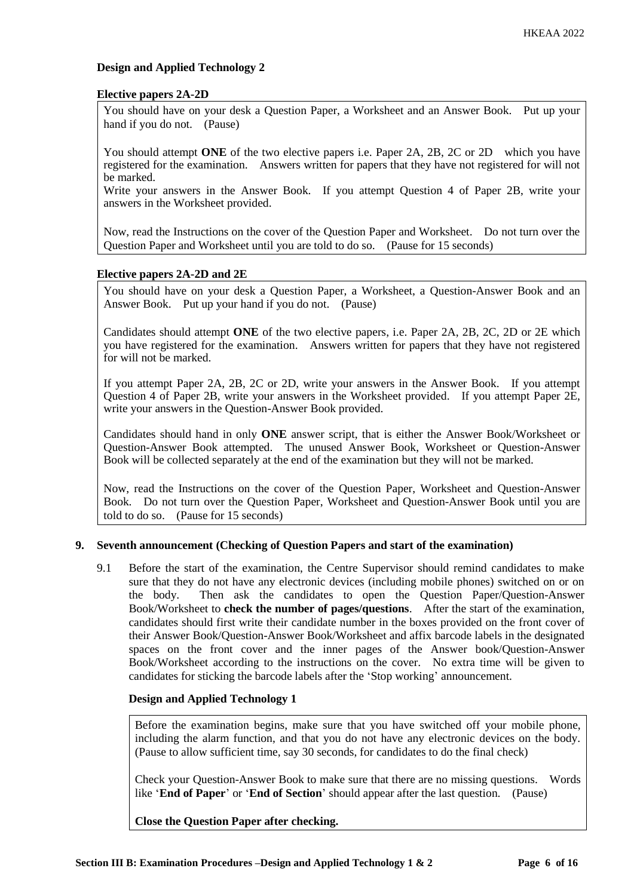**Design and Applied Technology 2**

**Elective papers 2A-2D**

You should have on your desk a Question Paper, a Worksheet and an Answer Book. Put up your hand if you do not. (Pause)

You should attempt **ONE** of the two elective papers i.e. Paper 2A, 2B, 2C or 2D which you have registered for the examination. Answers written for papers that they have not registered for will not be marked.

Write your answers in the Answer Book. If you attempt Question 4 of Paper 2B, write your answers in the Worksheet provided.

Now, read the Instructions on the cover of the Question Paper and Worksheet. Do not turn over the Question Paper and Worksheet until you are told to do so. (Pause for 15 seconds)

**Elective papers 2A-2D and 2E**

You should have on your desk a Question Paper, a Worksheet, a Question-Answer Book and an Answer Book. Put up your hand if you do not. (Pause)

Candidates should attempt **ONE** of the two elective papers, i.e. Paper 2A, 2B, 2C, 2D or 2E which you have registered for the examination. Answers written for papers that they have not registered for will not be marked.

If you attempt Paper 2A, 2B, 2C or 2D, write your answers in the Answer Book. If you attempt Question 4 of Paper 2B, write your answers in the Worksheet provided. If you attempt Paper 2E, write your answers in the Question-Answer Book provided.

Candidates should hand in only **ONE** answer script, that is either the Answer Book/Worksheet or Question-Answer Book attempted. The unused Answer Book, Worksheet or Question-Answer Book will be collected separately at the end of the examination but they will not be marked.

Now, read the Instructions on the cover of the Question Paper, Worksheet and Question-Answer Book. Do not turn over the Question Paper, Worksheet and Question-Answer Book until you are told to do so. (Pause for 15 seconds)

## 9. Seventh announcement (Checking of Question Papers and start of the examination)

9.1 Before the start of the examination, the Centre Supervisor should remind candidates to make sure that they do not have any electronic devices (including mobile phones) switched on or on the body. Then ask the candidates to open the Question Paper/Question-Answer Book/Worksheet to **check the number of pages/questions**. After the start of the examination, candidates should first write their candidate number in the boxes provided on the front cover of their Answer Book/Question-Answer Book/Worksheet and affix barcode labels in the designated spaces on the front cover and the inner pages of the Answer book/Question-Answer Book/Worksheet according to the instructions on the cover. No extra time will be given to candidates for sticking the barcode labels after the 'Stop working' announcement.

**Design and Applied Technology 1**

Before the examination begins, make sure that you have switched off your mobile phone, including the alarm function, and that you do not have any electronic devices on the body. (Pause to allow sufficient time, say 30 seconds, for candidates to do the final check)

Check your Question-Answer Book to make sure that there are no missing questions. Words like '**End of Paper**' or '**End of Section**' should appear after the last question. (Pause)

**Close the Question Paper after checking.**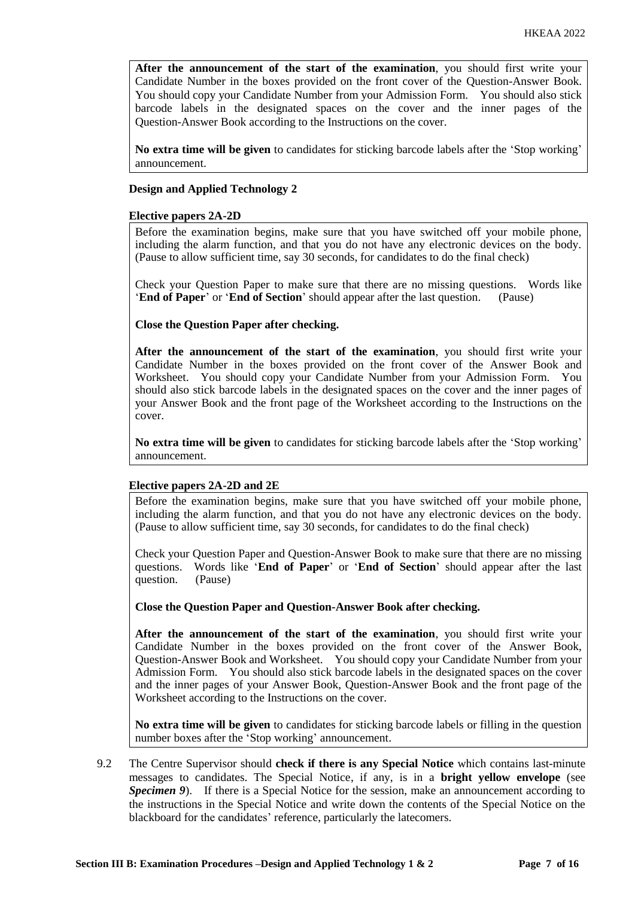**After the announcement of the start of the examination**, you should first write your Candidate Number in the boxes provided on the front cover of the Question-Answer Book. You should copy your Candidate Number from your Admission Form. You should also stick barcode labels in the designated spaces on the cover and the inner pages of the Question-Answer Book according to the Instructions on the cover.

**No extra time will be given** to candidates for sticking barcode labels after the 'Stop working' announcement.

**Design and Applied Technology 2**

**Elective papers 2A-2D**

Before the examination begins, make sure that you have switched off your mobile phone, including the alarm function, and that you do not have any electronic devices on the body. (Pause to allow sufficient time, say 30 seconds, for candidates to do the final check)

Check your Question Paper to make sure that there are no missing questions. Words like '**End of Paper**' or '**End of Section**' should appear after the last question. (Pause)

**Close the Question Paper after checking.**

**After the announcement of the start of the examination**, you should first write your Candidate Number in the boxes provided on the front cover of the Answer Book and Worksheet. You should copy your Candidate Number from your Admission Form. You should also stick barcode labels in the designated spaces on the cover and the inner pages of your Answer Book and the front page of the Worksheet according to the Instructions on the cover.

**No extra time will be given** to candidates for sticking barcode labels after the 'Stop working' announcement.

**Elective papers 2A-2D and 2E**

Before the examination begins, make sure that you have switched off your mobile phone, including the alarm function, and that you do not have any electronic devices on the body. (Pause to allow sufficient time, say 30 seconds, for candidates to do the final check)

Check your Question Paper and Question-Answer Book to make sure that there are no missing questions. Words like '**End of Paper**' or '**End of Section**' should appear after the last question. (Pause)

**Close the Question Paper and Question-Answer Book after checking.**

**After the announcement of the start of the examination**, you should first write your Candidate Number in the boxes provided on the front cover of the Answer Book, Question-Answer Book and Worksheet. You should copy your Candidate Number from your Admission Form. You should also stick barcode labels in the designated spaces on the cover and the inner pages of your Answer Book, Question-Answer Book and the front page of the Worksheet according to the Instructions on the cover.

**No extra time will be given** to candidates for sticking barcode labels or filling in the question number boxes after the 'Stop working' announcement.

9.2 The Centre Supervisor should **check if there is any Special Notice** which contains last-minute messages to candidates. The Special Notice, if any, is in a **bright yellow envelope** (see ***Specimen 9***). If there is a Special Notice for the session, make an announcement according to the instructions in the Special Notice and write down the contents of the Special Notice on the blackboard for the candidates' reference, particularly the latecomers.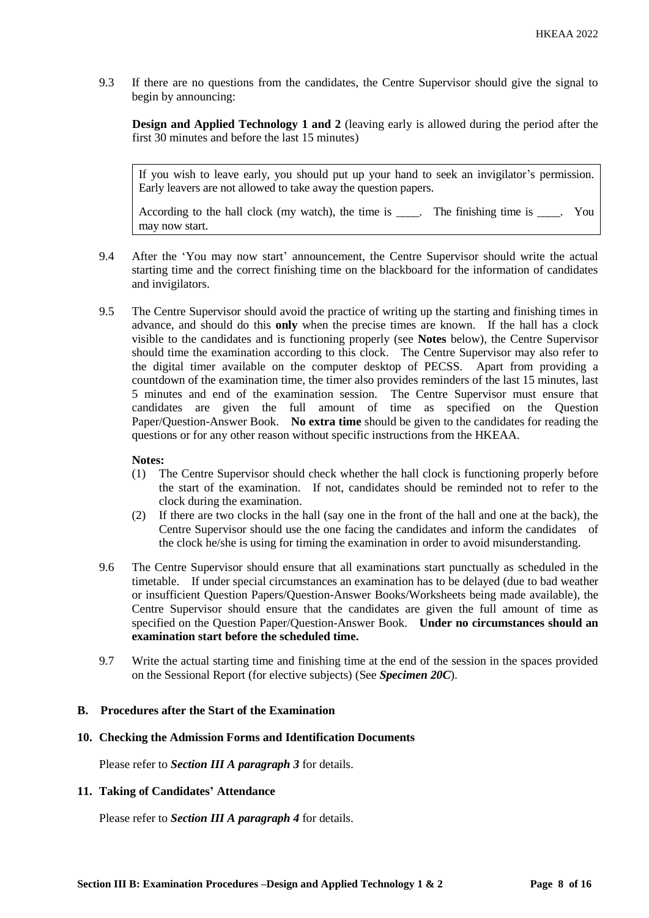9.3 If there are no questions from the candidates, the Centre Supervisor should give the signal to begin by announcing:

**Design and Applied Technology 1 and 2** (leaving early is allowed during the period after the first 30 minutes and before the last 15 minutes)

> If you wish to leave early, you should put up your hand to seek an invigilator's permission. Early leavers are not allowed to take away the question papers.
>
> According to the hall clock (my watch), the time is ____. The finishing time is ____. You may now start.

9.4 After the 'You may now start' announcement, the Centre Supervisor should write the actual starting time and the correct finishing time on the blackboard for the information of candidates and invigilators.

9.5 The Centre Supervisor should avoid the practice of writing up the starting and finishing times in advance, and should do this **only** when the precise times are known. If the hall has a clock visible to the candidates and is functioning properly (see **Notes** below), the Centre Supervisor should time the examination according to this clock. The Centre Supervisor may also refer to the digital timer available on the computer desktop of PECSS. Apart from providing a countdown of the examination time, the timer also provides reminders of the last 15 minutes, last 5 minutes and end of the examination session. The Centre Supervisor must ensure that candidates are given the full amount of time as specified on the Question Paper/Question-Answer Book. **No extra time** should be given to the candidates for reading the questions or for any other reason without specific instructions from the HKEAA.

**Notes:**

(1) The Centre Supervisor should check whether the hall clock is functioning properly before the start of the examination. If not, candidates should be reminded not to refer to the clock during the examination.

(2) If there are two clocks in the hall (say one in the front of the hall and one at the back), the Centre Supervisor should use the one facing the candidates and inform the candidates of the clock he/she is using for timing the examination in order to avoid misunderstanding.

9.6 The Centre Supervisor should ensure that all examinations start punctually as scheduled in the timetable. If under special circumstances an examination has to be delayed (due to bad weather or insufficient Question Papers/Question-Answer Books/Worksheets being made available), the Centre Supervisor should ensure that the candidates are given the full amount of time as specified on the Question Paper/Question-Answer Book. **Under no circumstances should an examination start before the scheduled time.**

9.7 Write the actual starting time and finishing time at the end of the session in the spaces provided on the Sessional Report (for elective subjects) (See ***Specimen 20C***).

## B. Procedures after the Start of the Examination

### 10. Checking the Admission Forms and Identification Documents

Please refer to ***Section III A paragraph 3*** for details.

### 11. Taking of Candidates' Attendance

Please refer to ***Section III A paragraph 4*** for details.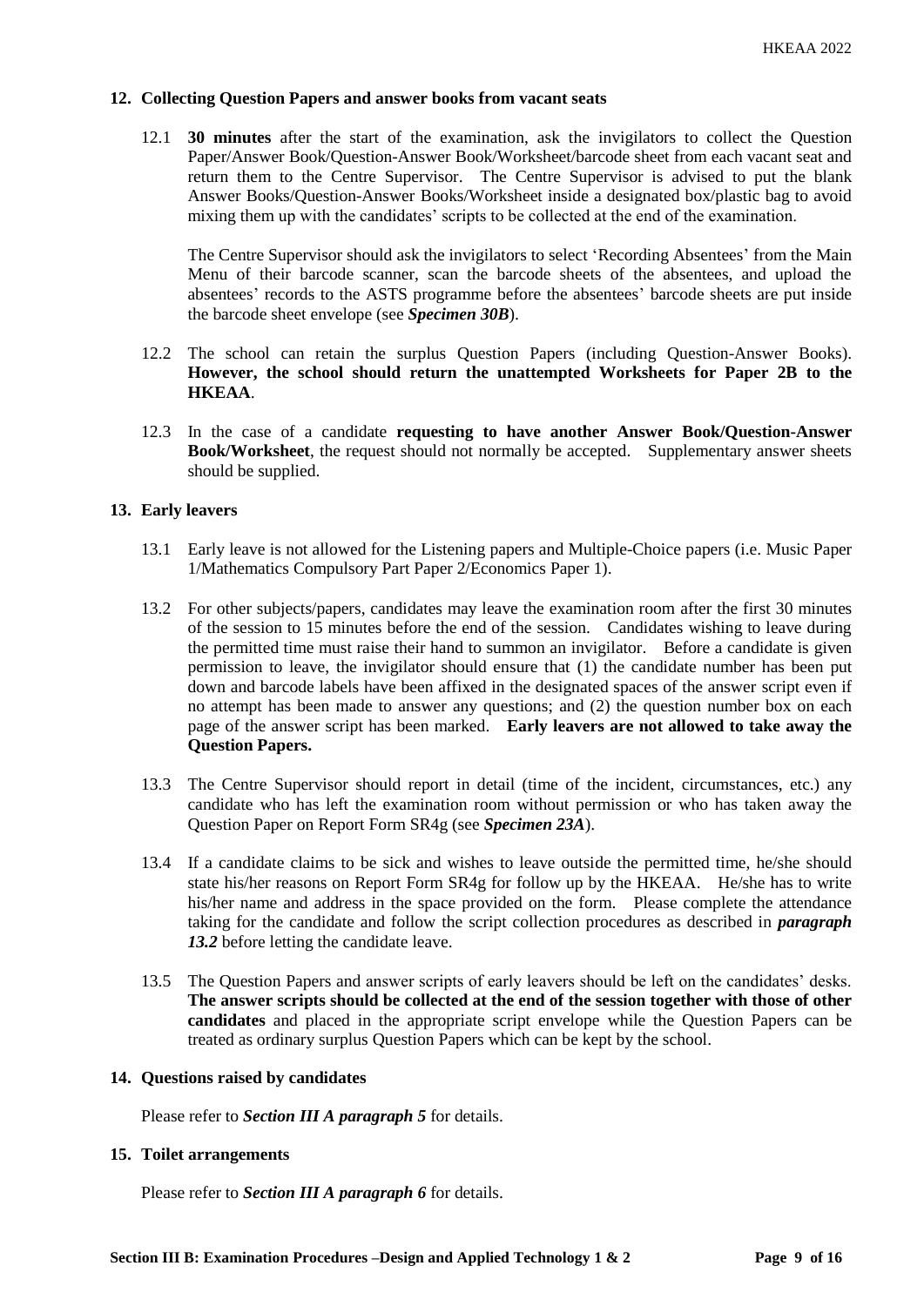## 12. Collecting Question Papers and answer books from vacant seats

12.1 **30 minutes** after the start of the examination, ask the invigilators to collect the Question Paper/Answer Book/Question-Answer Book/Worksheet/barcode sheet from each vacant seat and return them to the Centre Supervisor. The Centre Supervisor is advised to put the blank Answer Books/Question-Answer Books/Worksheet inside a designated box/plastic bag to avoid mixing them up with the candidates' scripts to be collected at the end of the examination.

The Centre Supervisor should ask the invigilators to select 'Recording Absentees' from the Main Menu of their barcode scanner, scan the barcode sheets of the absentees, and upload the absentees' records to the ASTS programme before the absentees' barcode sheets are put inside the barcode sheet envelope (see ***Specimen 30B***).

12.2 The school can retain the surplus Question Papers (including Question-Answer Books). **However, the school should return the unattempted Worksheets for Paper 2B to the HKEAA**.

12.3 In the case of a candidate **requesting to have another Answer Book/Question-Answer Book/Worksheet**, the request should not normally be accepted. Supplementary answer sheets should be supplied.

## 13. Early leavers

13.1 Early leave is not allowed for the Listening papers and Multiple-Choice papers (i.e. Music Paper 1/Mathematics Compulsory Part Paper 2/Economics Paper 1).

13.2 For other subjects/papers, candidates may leave the examination room after the first 30 minutes of the session to 15 minutes before the end of the session. Candidates wishing to leave during the permitted time must raise their hand to summon an invigilator. Before a candidate is given permission to leave, the invigilator should ensure that (1) the candidate number has been put down and barcode labels have been affixed in the designated spaces of the answer script even if no attempt has been made to answer any questions; and (2) the question number box on each page of the answer script has been marked. **Early leavers are not allowed to take away the Question Papers.**

13.3 The Centre Supervisor should report in detail (time of the incident, circumstances, etc.) any candidate who has left the examination room without permission or who has taken away the Question Paper on Report Form SR4g (see ***Specimen 23A***).

13.4 If a candidate claims to be sick and wishes to leave outside the permitted time, he/she should state his/her reasons on Report Form SR4g for follow up by the HKEAA. He/she has to write his/her name and address in the space provided on the form. Please complete the attendance taking for the candidate and follow the script collection procedures as described in ***paragraph 13.2*** before letting the candidate leave.

13.5 The Question Papers and answer scripts of early leavers should be left on the candidates' desks. **The answer scripts should be collected at the end of the session together with those of other candidates** and placed in the appropriate script envelope while the Question Papers can be treated as ordinary surplus Question Papers which can be kept by the school.

## 14. Questions raised by candidates

Please refer to ***Section III A paragraph 5*** for details.

## 15. Toilet arrangements

Please refer to ***Section III A paragraph 6*** for details.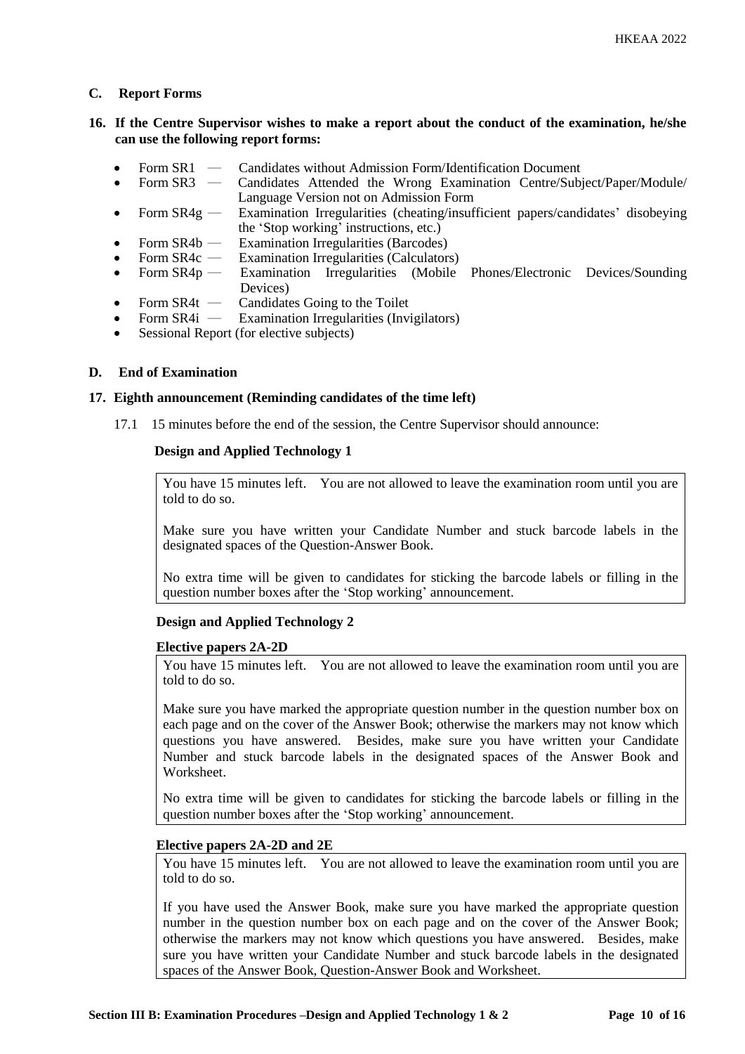## C. Report Forms

**16. If the Centre Supervisor wishes to make a report about the conduct of the examination, he/she can use the following report forms:**

- Form SR1 — Candidates without Admission Form/Identification Document
- Form SR3 — Candidates Attended the Wrong Examination Centre/Subject/Paper/Module/ Language Version not on Admission Form
- Form SR4g — Examination Irregularities (cheating/insufficient papers/candidates' disobeying the 'Stop working' instructions, etc.)
- Form SR4b — Examination Irregularities (Barcodes)
- Form SR4c — Examination Irregularities (Calculators)
- Form SR4p — Examination Irregularities (Mobile Phones/Electronic Devices/Sounding Devices)
- Form SR4t — Candidates Going to the Toilet
- Form SR4i — Examination Irregularities (Invigilators)
- Sessional Report (for elective subjects)

## D. End of Examination

**17. Eighth announcement (Reminding candidates of the time left)**

17.1 15 minutes before the end of the session, the Centre Supervisor should announce:

**Design and Applied Technology 1**

> You have 15 minutes left. You are not allowed to leave the examination room until you are told to do so.
>
> Make sure you have written your Candidate Number and stuck barcode labels in the designated spaces of the Question-Answer Book.
>
> No extra time will be given to candidates for sticking the barcode labels or filling in the question number boxes after the 'Stop working' announcement.

**Design and Applied Technology 2**

**Elective papers 2A-2D**

> You have 15 minutes left. You are not allowed to leave the examination room until you are told to do so.
>
> Make sure you have marked the appropriate question number in the question number box on each page and on the cover of the Answer Book; otherwise the markers may not know which questions you have answered. Besides, make sure you have written your Candidate Number and stuck barcode labels in the designated spaces of the Answer Book and Worksheet.
>
> No extra time will be given to candidates for sticking the barcode labels or filling in the question number boxes after the 'Stop working' announcement.

**Elective papers 2A-2D and 2E**

> You have 15 minutes left. You are not allowed to leave the examination room until you are told to do so.
>
> If you have used the Answer Book, make sure you have marked the appropriate question number in the question number box on each page and on the cover of the Answer Book; otherwise the markers may not know which questions you have answered. Besides, make sure you have written your Candidate Number and stuck barcode labels in the designated spaces of the Answer Book, Question-Answer Book and Worksheet.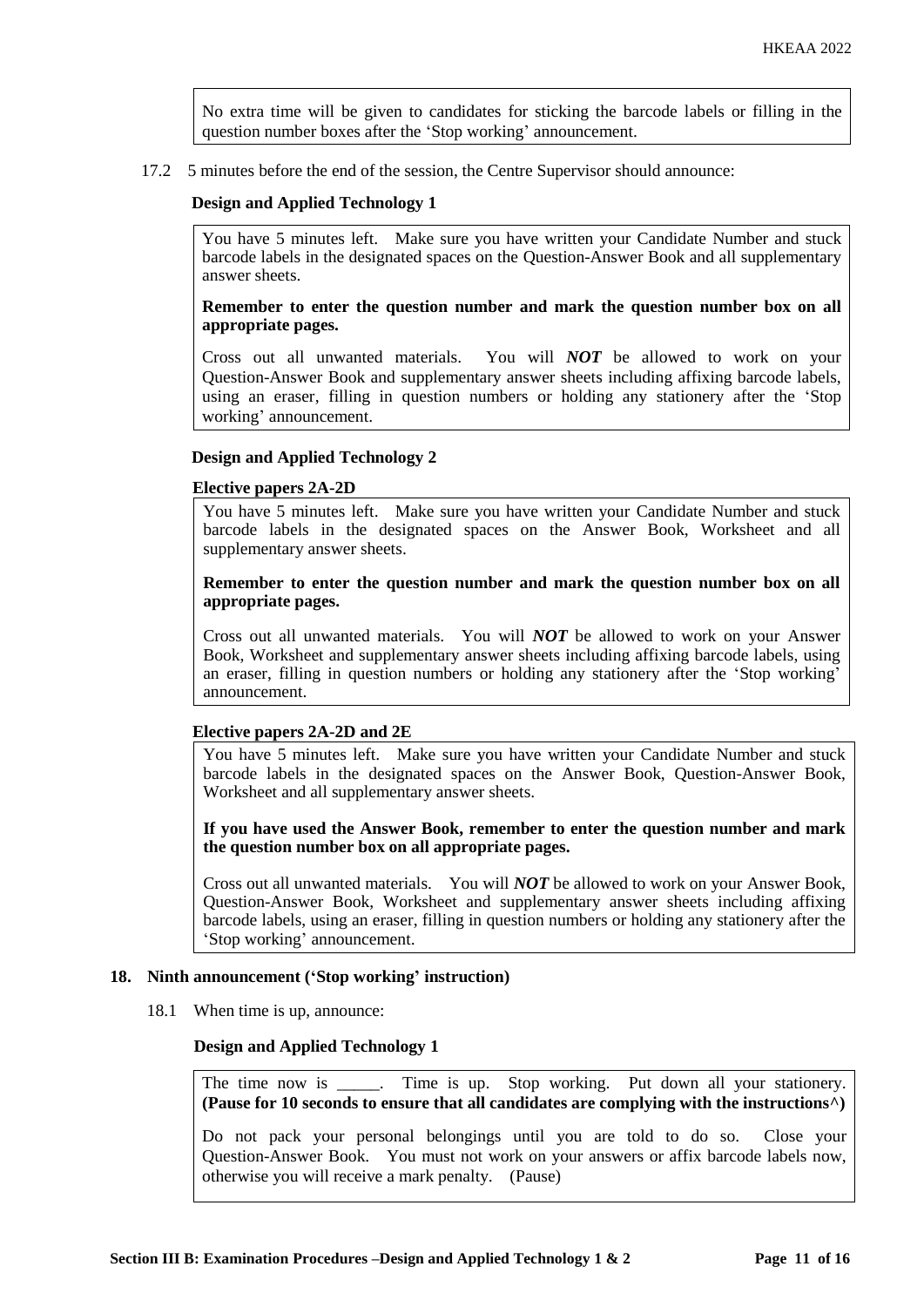No extra time will be given to candidates for sticking the barcode labels or filling in the question number boxes after the 'Stop working' announcement.

17.2 5 minutes before the end of the session, the Centre Supervisor should announce:

**Design and Applied Technology 1**

> You have 5 minutes left. Make sure you have written your Candidate Number and stuck barcode labels in the designated spaces on the Question-Answer Book and all supplementary answer sheets.
>
> **Remember to enter the question number and mark the question number box on all appropriate pages.**
>
> Cross out all unwanted materials. You will ***NOT*** be allowed to work on your Question-Answer Book and supplementary answer sheets including affixing barcode labels, using an eraser, filling in question numbers or holding any stationery after the 'Stop working' announcement.

**Design and Applied Technology 2**

**Elective papers 2A-2D**

> You have 5 minutes left. Make sure you have written your Candidate Number and stuck barcode labels in the designated spaces on the Answer Book, Worksheet and all supplementary answer sheets.
>
> **Remember to enter the question number and mark the question number box on all appropriate pages.**
>
> Cross out all unwanted materials. You will ***NOT*** be allowed to work on your Answer Book, Worksheet and supplementary answer sheets including affixing barcode labels, using an eraser, filling in question numbers or holding any stationery after the 'Stop working' announcement.

**Elective papers 2A-2D and 2E**

> You have 5 minutes left. Make sure you have written your Candidate Number and stuck barcode labels in the designated spaces on the Answer Book, Question-Answer Book, Worksheet and all supplementary answer sheets.
>
> **If you have used the Answer Book, remember to enter the question number and mark the question number box on all appropriate pages.**
>
> Cross out all unwanted materials. You will ***NOT*** be allowed to work on your Answer Book, Question-Answer Book, Worksheet and supplementary answer sheets including affixing barcode labels, using an eraser, filling in question numbers or holding any stationery after the 'Stop working' announcement.

## 18. Ninth announcement ('Stop working' instruction)

18.1 When time is up, announce:

**Design and Applied Technology 1**

> The time now is _____. Time is up. Stop working. Put down all your stationery. **(Pause for 10 seconds to ensure that all candidates are complying with the instructions^)**
>
> Do not pack your personal belongings until you are told to do so. Close your Question-Answer Book. You must not work on your answers or affix barcode labels now, otherwise you will receive a mark penalty. (Pause)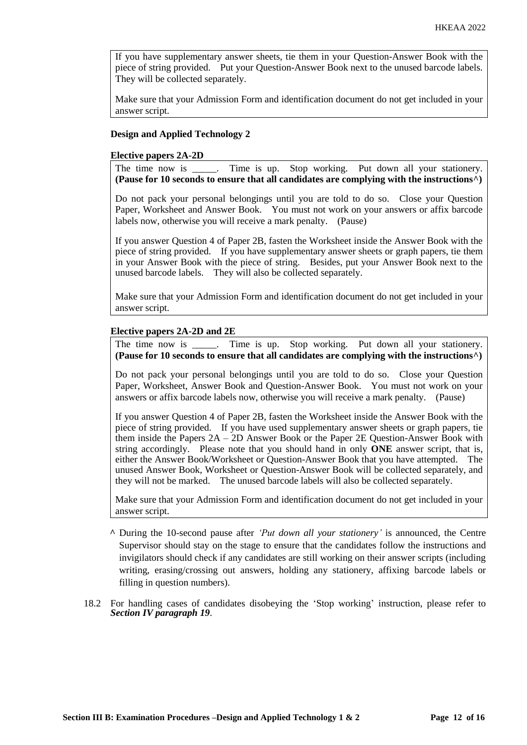If you have supplementary answer sheets, tie them in your Question-Answer Book with the piece of string provided. Put your Question-Answer Book next to the unused barcode labels. They will be collected separately.

Make sure that your Admission Form and identification document do not get included in your answer script.

**Design and Applied Technology 2**

**Elective papers 2A-2D**

The time now is _____. Time is up. Stop working. Put down all your stationery. **(Pause for 10 seconds to ensure that all candidates are complying with the instructions^)**

Do not pack your personal belongings until you are told to do so. Close your Question Paper, Worksheet and Answer Book. You must not work on your answers or affix barcode labels now, otherwise you will receive a mark penalty. (Pause)

If you answer Question 4 of Paper 2B, fasten the Worksheet inside the Answer Book with the piece of string provided. If you have supplementary answer sheets or graph papers, tie them in your Answer Book with the piece of string. Besides, put your Answer Book next to the unused barcode labels. They will also be collected separately.

Make sure that your Admission Form and identification document do not get included in your answer script.

**Elective papers 2A-2D and 2E**

The time now is _____. Time is up. Stop working. Put down all your stationery. **(Pause for 10 seconds to ensure that all candidates are complying with the instructions^)**

Do not pack your personal belongings until you are told to do so. Close your Question Paper, Worksheet, Answer Book and Question-Answer Book. You must not work on your answers or affix barcode labels now, otherwise you will receive a mark penalty. (Pause)

If you answer Question 4 of Paper 2B, fasten the Worksheet inside the Answer Book with the piece of string provided. If you have used supplementary answer sheets or graph papers, tie them inside the Papers 2A – 2D Answer Book or the Paper 2E Question-Answer Book with string accordingly. Please note that you should hand in only **ONE** answer script, that is, either the Answer Book/Worksheet or Question-Answer Book that you have attempted. The unused Answer Book, Worksheet or Question-Answer Book will be collected separately, and they will not be marked. The unused barcode labels will also be collected separately.

Make sure that your Admission Form and identification document do not get included in your answer script.

^ During the 10-second pause after *'Put down all your stationery'* is announced, the Centre Supervisor should stay on the stage to ensure that the candidates follow the instructions and invigilators should check if any candidates are still working on their answer scripts (including writing, erasing/crossing out answers, holding any stationery, affixing barcode labels or filling in question numbers).

18.2 For handling cases of candidates disobeying the 'Stop working' instruction, please refer to ***Section IV paragraph 19***.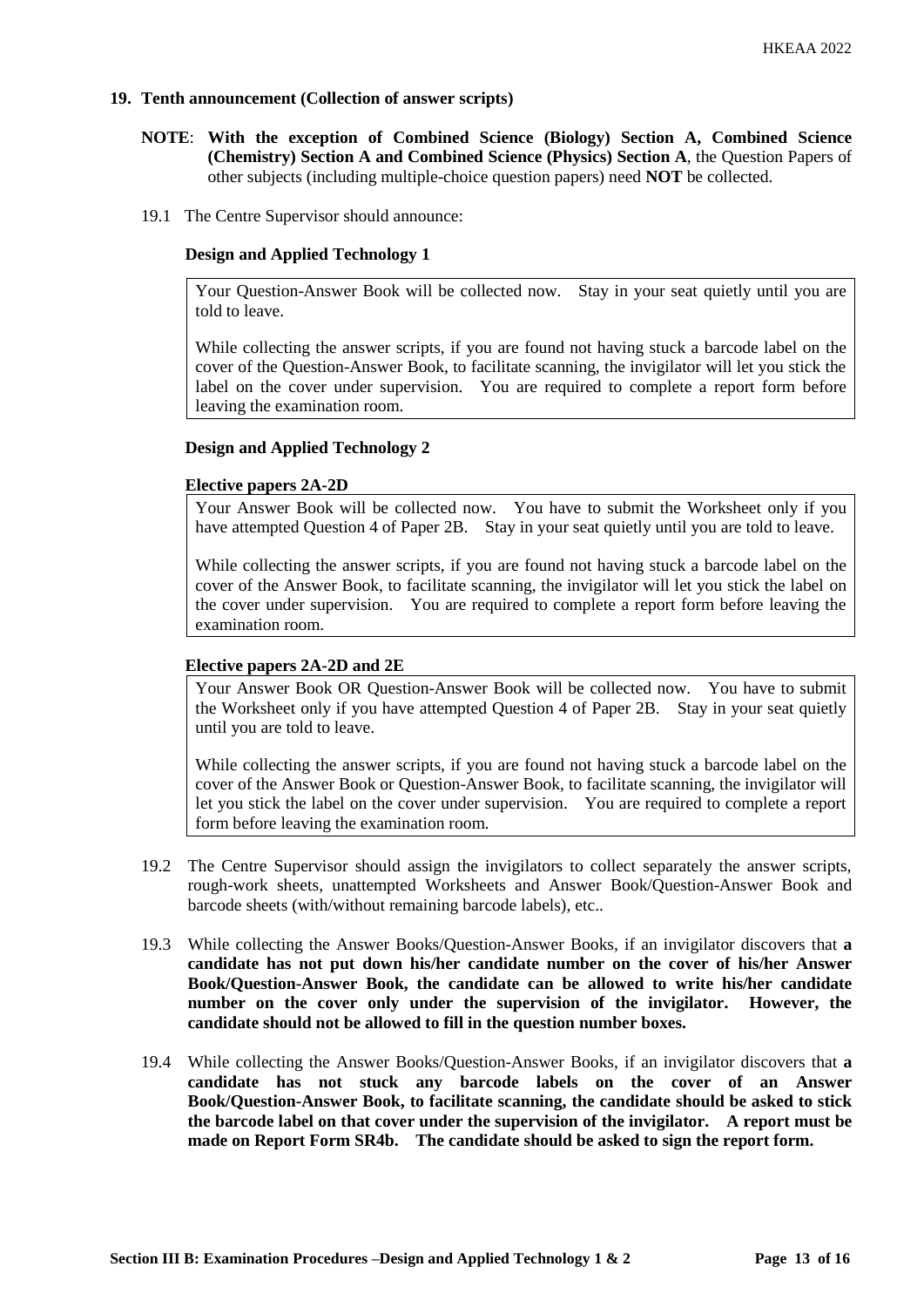## 19. Tenth announcement (Collection of answer scripts)

**NOTE**: **With the exception of Combined Science (Biology) Section A, Combined Science (Chemistry) Section A and Combined Science (Physics) Section A**, the Question Papers of other subjects (including multiple-choice question papers) need **NOT** be collected.

19.1 The Centre Supervisor should announce:

**Design and Applied Technology 1**

> Your Question-Answer Book will be collected now. Stay in your seat quietly until you are told to leave.
>
> While collecting the answer scripts, if you are found not having stuck a barcode label on the cover of the Question-Answer Book, to facilitate scanning, the invigilator will let you stick the label on the cover under supervision. You are required to complete a report form before leaving the examination room.

**Design and Applied Technology 2**

**Elective papers 2A-2D**

> Your Answer Book will be collected now. You have to submit the Worksheet only if you have attempted Question 4 of Paper 2B. Stay in your seat quietly until you are told to leave.
>
> While collecting the answer scripts, if you are found not having stuck a barcode label on the cover of the Answer Book, to facilitate scanning, the invigilator will let you stick the label on the cover under supervision. You are required to complete a report form before leaving the examination room.

**Elective papers 2A-2D and 2E**

> Your Answer Book OR Question-Answer Book will be collected now. You have to submit the Worksheet only if you have attempted Question 4 of Paper 2B. Stay in your seat quietly until you are told to leave.
>
> While collecting the answer scripts, if you are found not having stuck a barcode label on the cover of the Answer Book or Question-Answer Book, to facilitate scanning, the invigilator will let you stick the label on the cover under supervision. You are required to complete a report form before leaving the examination room.

19.2 The Centre Supervisor should assign the invigilators to collect separately the answer scripts, rough-work sheets, unattempted Worksheets and Answer Book/Question-Answer Book and barcode sheets (with/without remaining barcode labels), etc..

19.3 While collecting the Answer Books/Question-Answer Books, if an invigilator discovers that **a candidate has not put down his/her candidate number on the cover of his/her Answer Book/Question-Answer Book, the candidate can be allowed to write his/her candidate number on the cover only under the supervision of the invigilator. However, the candidate should not be allowed to fill in the question number boxes.**

19.4 While collecting the Answer Books/Question-Answer Books, if an invigilator discovers that **a candidate has not stuck any barcode labels on the cover of an Answer Book/Question-Answer Book, to facilitate scanning, the candidate should be asked to stick the barcode label on that cover under the supervision of the invigilator. A report must be made on Report Form SR4b. The candidate should be asked to sign the report form.**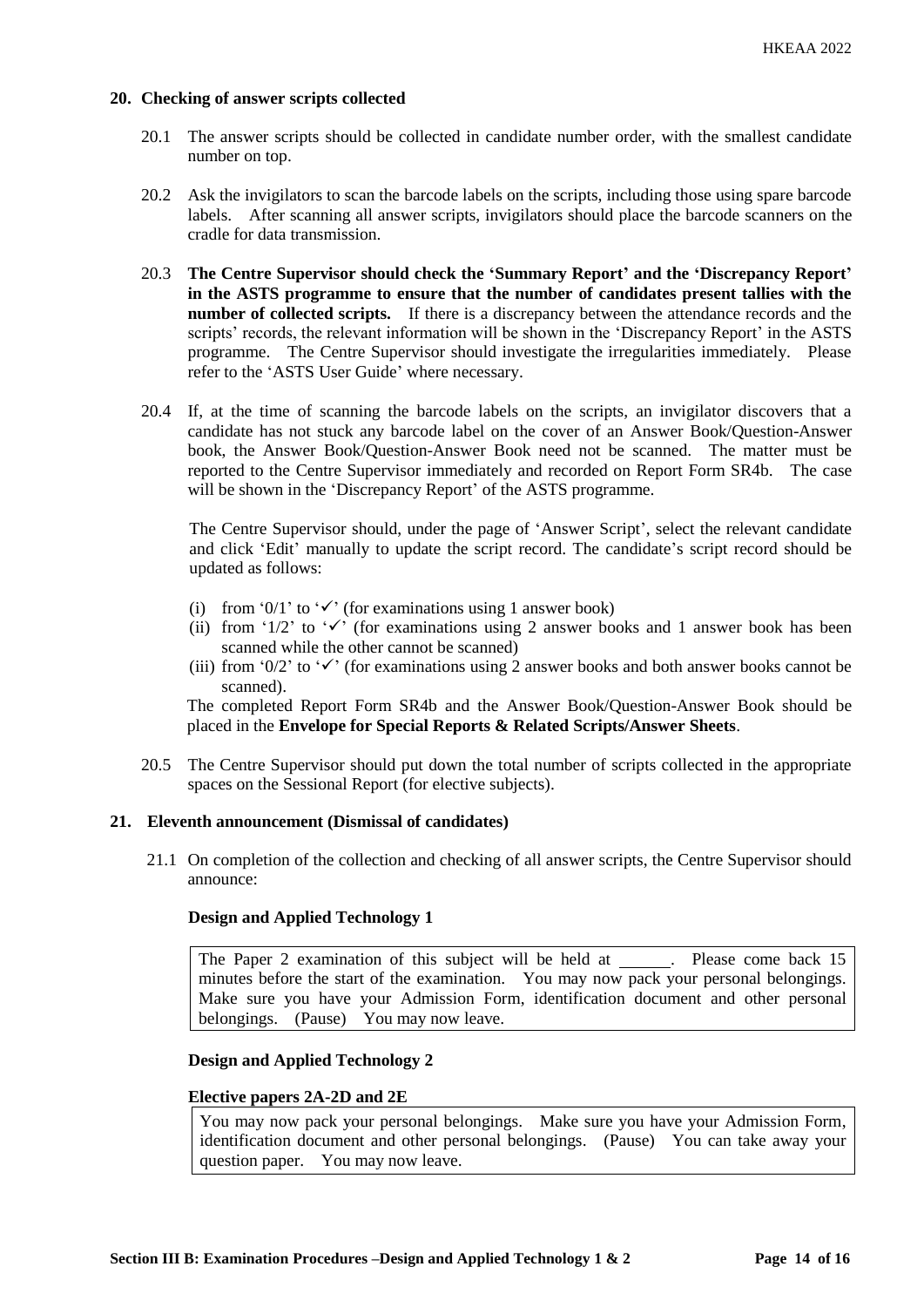## 20. Checking of answer scripts collected

20.1 The answer scripts should be collected in candidate number order, with the smallest candidate number on top.

20.2 Ask the invigilators to scan the barcode labels on the scripts, including those using spare barcode labels. After scanning all answer scripts, invigilators should place the barcode scanners on the cradle for data transmission.

20.3 **The Centre Supervisor should check the 'Summary Report' and the 'Discrepancy Report' in the ASTS programme to ensure that the number of candidates present tallies with the number of collected scripts.** If there is a discrepancy between the attendance records and the scripts' records, the relevant information will be shown in the 'Discrepancy Report' in the ASTS programme. The Centre Supervisor should investigate the irregularities immediately. Please refer to the 'ASTS User Guide' where necessary.

20.4 If, at the time of scanning the barcode labels on the scripts, an invigilator discovers that a candidate has not stuck any barcode label on the cover of an Answer Book/Question-Answer book, the Answer Book/Question-Answer Book need not be scanned. The matter must be reported to the Centre Supervisor immediately and recorded on Report Form SR4b. The case will be shown in the 'Discrepancy Report' of the ASTS programme.

The Centre Supervisor should, under the page of 'Answer Script', select the relevant candidate and click 'Edit' manually to update the script record. The candidate's script record should be updated as follows:

(i) from '0/1' to '✓' (for examinations using 1 answer book)
(ii) from '1/2' to '✓' (for examinations using 2 answer books and 1 answer book has been scanned while the other cannot be scanned)
(iii) from '0/2' to '✓' (for examinations using 2 answer books and both answer books cannot be scanned).

The completed Report Form SR4b and the Answer Book/Question-Answer Book should be placed in the **Envelope for Special Reports & Related Scripts/Answer Sheets**.

20.5 The Centre Supervisor should put down the total number of scripts collected in the appropriate spaces on the Sessional Report (for elective subjects).

## 21. Eleventh announcement (Dismissal of candidates)

21.1 On completion of the collection and checking of all answer scripts, the Centre Supervisor should announce:

**Design and Applied Technology 1**

> The Paper 2 examination of this subject will be held at ______. Please come back 15 minutes before the start of the examination. You may now pack your personal belongings. Make sure you have your Admission Form, identification document and other personal belongings. (Pause) You may now leave.

**Design and Applied Technology 2**

**Elective papers 2A-2D and 2E**

> You may now pack your personal belongings. Make sure you have your Admission Form, identification document and other personal belongings. (Pause) You can take away your question paper. You may now leave.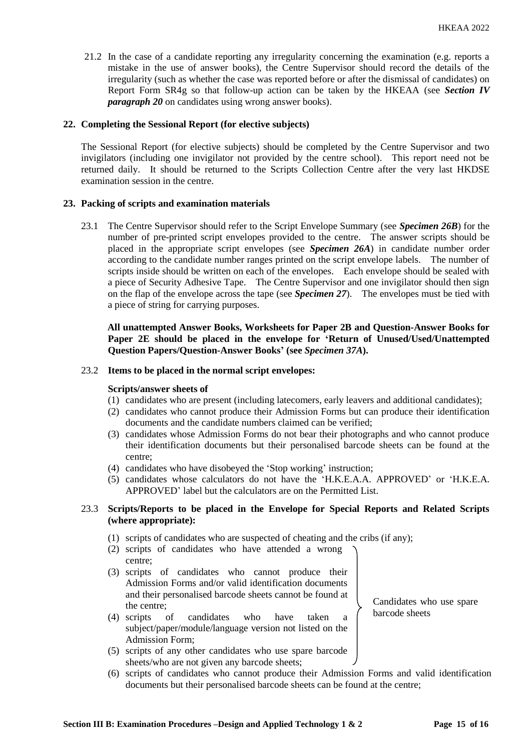21.2 In the case of a candidate reporting any irregularity concerning the examination (e.g. reports a mistake in the use of answer books), the Centre Supervisor should record the details of the irregularity (such as whether the case was reported before or after the dismissal of candidates) on Report Form SR4g so that follow-up action can be taken by the HKEAA (see ***Section IV paragraph 20*** on candidates using wrong answer books).

**22. Completing the Sessional Report (for elective subjects)**

The Sessional Report (for elective subjects) should be completed by the Centre Supervisor and two invigilators (including one invigilator not provided by the centre school). This report need not be returned daily. It should be returned to the Scripts Collection Centre after the very last HKDSE examination session in the centre.

**23. Packing of scripts and examination materials**

23.1 The Centre Supervisor should refer to the Script Envelope Summary (see ***Specimen 26B***) for the number of pre-printed script envelopes provided to the centre. The answer scripts should be placed in the appropriate script envelopes (see ***Specimen 26A***) in candidate number order according to the candidate number ranges printed on the script envelope labels. The number of scripts inside should be written on each of the envelopes. Each envelope should be sealed with a piece of Security Adhesive Tape. The Centre Supervisor and one invigilator should then sign on the flap of the envelope across the tape (see ***Specimen 27***). The envelopes must be tied with a piece of string for carrying purposes.

**All unattempted Answer Books, Worksheets for Paper 2B and Question-Answer Books for Paper 2E should be placed in the envelope for 'Return of Unused/Used/Unattempted Question Papers/Question-Answer Books' (see *Specimen 37A*).**

23.2 **Items to be placed in the normal script envelopes:**

**Scripts/answer sheets of**

(1) candidates who are present (including latecomers, early leavers and additional candidates);
(2) candidates who cannot produce their Admission Forms but can produce their identification documents and the candidate numbers claimed can be verified;
(3) candidates whose Admission Forms do not bear their photographs and who cannot produce their identification documents but their personalised barcode sheets can be found at the centre;
(4) candidates who have disobeyed the 'Stop working' instruction;
(5) candidates whose calculators do not have the 'H.K.E.A.A. APPROVED' or 'H.K.E.A. APPROVED' label but the calculators are on the Permitted List.

23.3 **Scripts/Reports to be placed in the Envelope for Special Reports and Related Scripts (where appropriate):**

(1) scripts of candidates who are suspected of cheating and the cribs (if any);
(2) scripts of candidates who have attended a wrong centre;
(3) scripts of candidates who cannot produce their Admission Forms and/or valid identification documents and their personalised barcode sheets cannot be found at the centre;
(4) scripts of candidates who have taken a subject/paper/module/language version not listed on the Admission Form;
(5) scripts of any other candidates who use spare barcode sheets/who are not given any barcode sheets;

(Items (2) to (5): Candidates who use spare barcode sheets)

(6) scripts of candidates who cannot produce their Admission Forms and valid identification documents but their personalised barcode sheets can be found at the centre;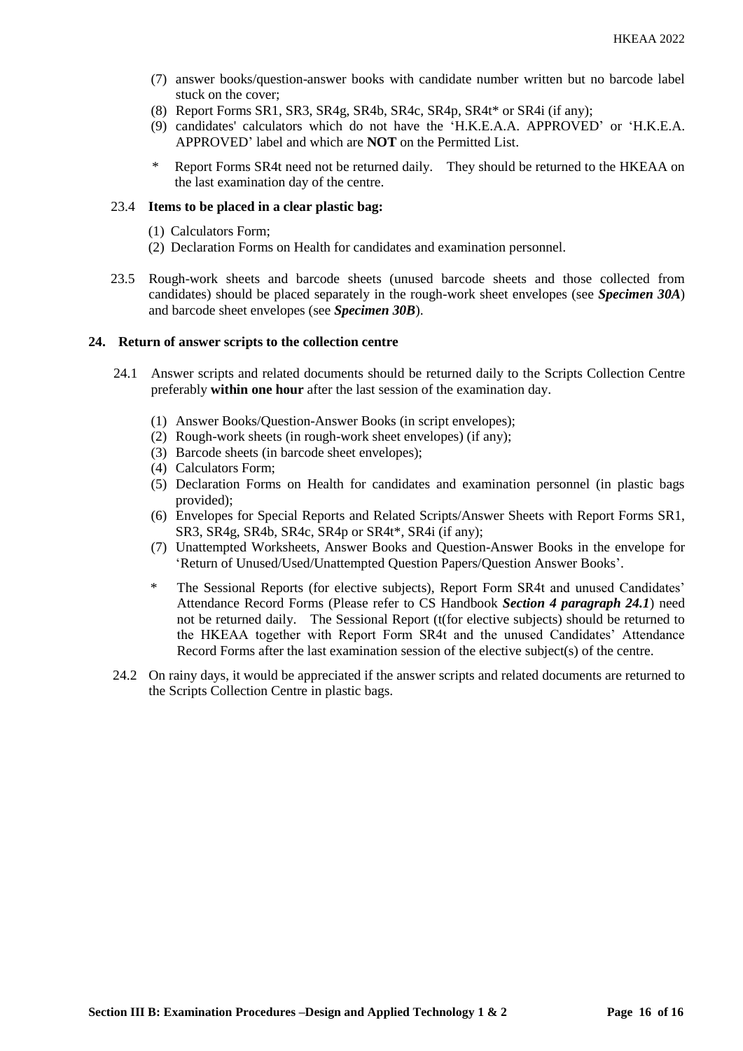(7) answer books/question-answer books with candidate number written but no barcode label stuck on the cover;
(8) Report Forms SR1, SR3, SR4g, SR4b, SR4c, SR4p, SR4t* or SR4i (if any);
(9) candidates' calculators which do not have the 'H.K.E.A.A. APPROVED' or 'H.K.E.A. APPROVED' label and which are **NOT** on the Permitted List.

\* Report Forms SR4t need not be returned daily. They should be returned to the HKEAA on the last examination day of the centre.

23.4 **Items to be placed in a clear plastic bag:**

(1) Calculators Form;
(2) Declaration Forms on Health for candidates and examination personnel.

23.5 Rough-work sheets and barcode sheets (unused barcode sheets and those collected from candidates) should be placed separately in the rough-work sheet envelopes (see ***Specimen 30A***) and barcode sheet envelopes (see ***Specimen 30B***).

## 24. Return of answer scripts to the collection centre

24.1 Answer scripts and related documents should be returned daily to the Scripts Collection Centre preferably **within one hour** after the last session of the examination day.

(1) Answer Books/Question-Answer Books (in script envelopes);
(2) Rough-work sheets (in rough-work sheet envelopes) (if any);
(3) Barcode sheets (in barcode sheet envelopes);
(4) Calculators Form;
(5) Declaration Forms on Health for candidates and examination personnel (in plastic bags provided);
(6) Envelopes for Special Reports and Related Scripts/Answer Sheets with Report Forms SR1, SR3, SR4g, SR4b, SR4c, SR4p or SR4t*, SR4i (if any);
(7) Unattempted Worksheets, Answer Books and Question-Answer Books in the envelope for 'Return of Unused/Used/Unattempted Question Papers/Question Answer Books'.

\* The Sessional Reports (for elective subjects), Report Form SR4t and unused Candidates' Attendance Record Forms (Please refer to CS Handbook ***Section 4 paragraph 24.1***) need not be returned daily. The Sessional Report (t(for elective subjects) should be returned to the HKEAA together with Report Form SR4t and the unused Candidates' Attendance Record Forms after the last examination session of the elective subject(s) of the centre.

24.2 On rainy days, it would be appreciated if the answer scripts and related documents are returned to the Scripts Collection Centre in plastic bags.